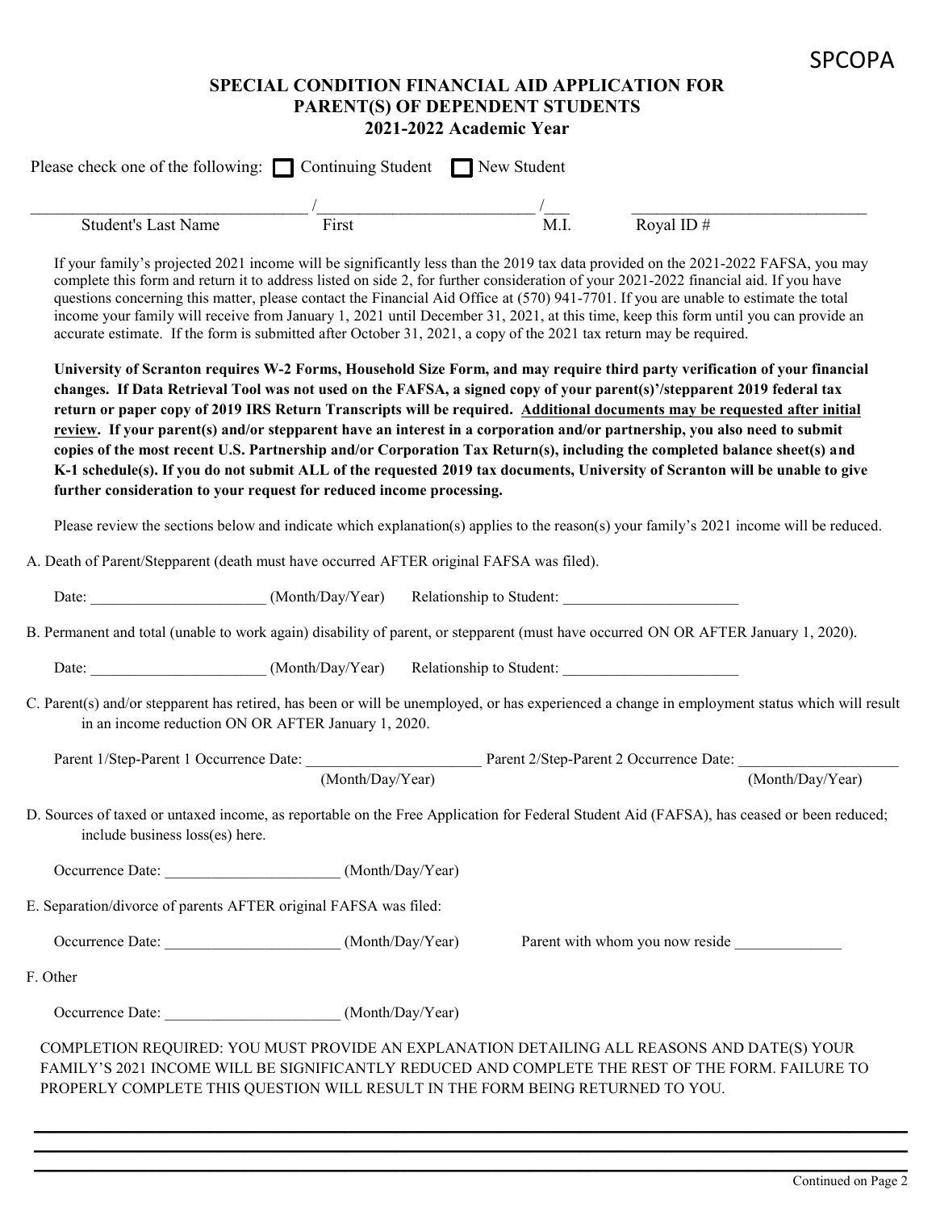SPCOPA

# SPECIAL CONDITION FINANCIAL AID APPLICATION FOR PARENT(S) OF DEPENDENT STUDENTS
## 2021-2022 Academic Year

Please check one of the following: ☐ Continuing Student ☐ New Student

_________________________________ / _________________________ / ___ ____________________________

Student's Last Name First M.I. Royal ID #

If your family's projected 2021 income will be significantly less than the 2019 tax data provided on the 2021-2022 FAFSA, you may complete this form and return it to address listed on side 2, for further consideration of your 2021-2022 financial aid. If you have questions concerning this matter, please contact the Financial Aid Office at (570) 941-7701. If you are unable to estimate the total income your family will receive from January 1, 2021 until December 31, 2021, at this time, keep this form until you can provide an accurate estimate. If the form is submitted after October 31, 2021, a copy of the 2021 tax return may be required.

**University of Scranton requires W-2 Forms, Household Size Form, and may require third party verification of your financial changes. If Data Retrieval Tool was not used on the FAFSA, a signed copy of your parent(s)'/stepparent 2019 federal tax return or paper copy of 2019 IRS Return Transcripts will be required. <u>Additional documents may be requested after initial review</u>. If your parent(s) and/or stepparent have an interest in a corporation and/or partnership, you also need to submit copies of the most recent U.S. Partnership and/or Corporation Tax Return(s), including the completed balance sheet(s) and K-1 schedule(s). If you do not submit ALL of the requested 2019 tax documents, University of Scranton will be unable to give further consideration to your request for reduced income processing.**

Please review the sections below and indicate which explanation(s) applies to the reason(s) your family's 2021 income will be reduced.

A. Death of Parent/Stepparent (death must have occurred AFTER original FAFSA was filed).

Date: ______________________ (Month/Day/Year) Relationship to Student: ______________________

B. Permanent and total (unable to work again) disability of parent, or stepparent (must have occurred ON OR AFTER January 1, 2020).

Date: ______________________ (Month/Day/Year) Relationship to Student: ______________________

C. Parent(s) and/or stepparent has retired, has been or will be unemployed, or has experienced a change in employment status which will result in an income reduction ON OR AFTER January 1, 2020.

Parent 1/Step-Parent 1 Occurrence Date: ______________________ (Month/Day/Year) Parent 2/Step-Parent 2 Occurrence Date: ____________________ (Month/Day/Year)

D. Sources of taxed or untaxed income, as reportable on the Free Application for Federal Student Aid (FAFSA), has ceased or been reduced; include business loss(es) here.

Occurrence Date: ______________________ (Month/Day/Year)

E. Separation/divorce of parents AFTER original FAFSA was filed:

Occurrence Date: ______________________ (Month/Day/Year) Parent with whom you now reside ______________

F. Other

Occurrence Date: ______________________ (Month/Day/Year)

COMPLETION REQUIRED: YOU MUST PROVIDE AN EXPLANATION DETAILING ALL REASONS AND DATE(S) YOUR FAMILY'S 2021 INCOME WILL BE SIGNIFICANTLY REDUCED AND COMPLETE THE REST OF THE FORM. FAILURE TO PROPERLY COMPLETE THIS QUESTION WILL RESULT IN THE FORM BEING RETURNED TO YOU.

_______________________________________________________________________________

_______________________________________________________________________________

_______________________________________________________________________________

Continued on Page 2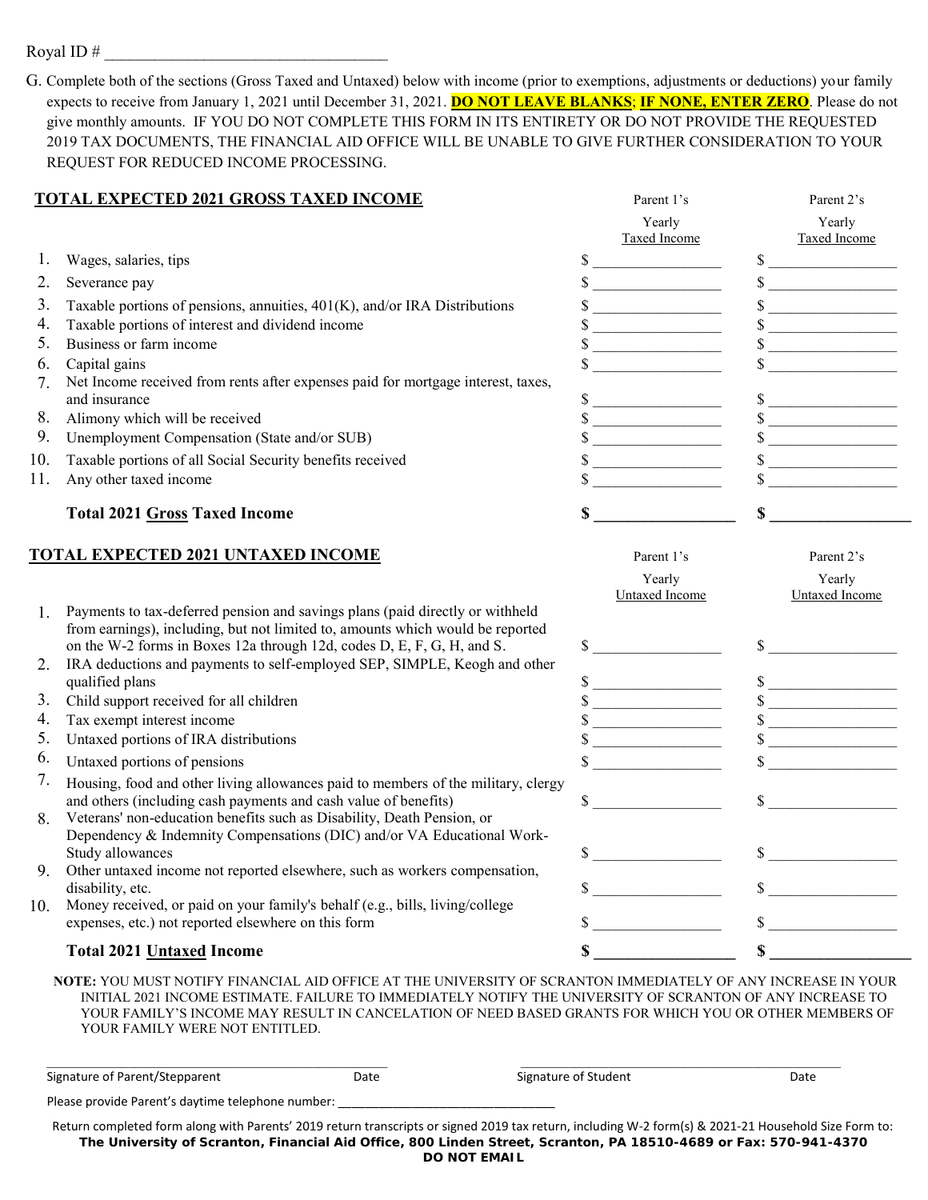Royal ID # ___________________________________

G. Complete both of the sections (Gross Taxed and Untaxed) below with income (prior to exemptions, adjustments or deductions) your family expects to receive from January 1, 2021 until December 31, 2021. **DO NOT LEAVE BLANKS; IF NONE, ENTER ZERO**. Please do not give monthly amounts. IF YOU DO NOT COMPLETE THIS FORM IN ITS ENTIRETY OR DO NOT PROVIDE THE REQUESTED 2019 TAX DOCUMENTS, THE FINANCIAL AID OFFICE WILL BE UNABLE TO GIVE FURTHER CONSIDERATION TO YOUR REQUEST FOR REDUCED INCOME PROCESSING.

| **TOTAL EXPECTED 2021 GROSS TAXED INCOME** | Parent 1's Yearly Taxed Income | Parent 2's Yearly Taxed Income |
|---|---|---|
| 1. Wages, salaries, tips | $ ________________ | $ ________________ |
| 2. Severance pay | $ ________________ | $ ________________ |
| 3. Taxable portions of pensions, annuities, 401(K), and/or IRA Distributions | $ ________________ | $ ________________ |
| 4. Taxable portions of interest and dividend income | $ ________________ | $ ________________ |
| 5. Business or farm income | $ ________________ | $ ________________ |
| 6. Capital gains | $ ________________ | $ ________________ |
| 7. Net Income received from rents after expenses paid for mortgage interest, taxes, and insurance | $ ________________ | $ ________________ |
| 8. Alimony which will be received | $ ________________ | $ ________________ |
| 9. Unemployment Compensation (State and/or SUB) | $ ________________ | $ ________________ |
| 10. Taxable portions of all Social Security benefits received | $ ________________ | $ ________________ |
| 11. Any other taxed income | $ ________________ | $ ________________ |
| **Total 2021 Gross Taxed Income** | **$ ________________** | **$ ________________** |

| **TOTAL EXPECTED 2021 UNTAXED INCOME** | Parent 1's Yearly Untaxed Income | Parent 2's Yearly Untaxed Income |
|---|---|---|
| 1. Payments to tax-deferred pension and savings plans (paid directly or withheld from earnings), including, but not limited to, amounts which would be reported on the W-2 forms in Boxes 12a through 12d, codes D, E, F, G, H, and S. | $ ________________ | $ ________________ |
| 2. IRA deductions and payments to self-employed SEP, SIMPLE, Keogh and other qualified plans | $ ________________ | $ ________________ |
| 3. Child support received for all children | $ ________________ | $ ________________ |
| 4. Tax exempt interest income | $ ________________ | $ ________________ |
| 5. Untaxed portions of IRA distributions | $ ________________ | $ ________________ |
| 6. Untaxed portions of pensions | $ ________________ | $ ________________ |
| 7. Housing, food and other living allowances paid to members of the military, clergy and others (including cash payments and cash value of benefits) | $ ________________ | $ ________________ |
| 8. Veterans' non-education benefits such as Disability, Death Pension, or Dependency & Indemnity Compensations (DIC) and/or VA Educational Work-Study allowances | $ ________________ | $ ________________ |
| 9. Other untaxed income not reported elsewhere, such as workers compensation, disability, etc. | $ ________________ | $ ________________ |
| 10. Money received, or paid on your family's behalf (e.g., bills, living/college expenses, etc.) not reported elsewhere on this form | $ ________________ | $ ________________ |
| **Total 2021 Untaxed Income** | **$ ________________** | **$ ________________** |

**NOTE:** YOU MUST NOTIFY FINANCIAL AID OFFICE AT THE UNIVERSITY OF SCRANTON IMMEDIATELY OF ANY INCREASE IN YOUR INITIAL 2021 INCOME ESTIMATE. FAILURE TO IMMEDIATELY NOTIFY THE UNIVERSITY OF SCRANTON OF ANY INCREASE TO YOUR FAMILY'S INCOME MAY RESULT IN CANCELATION OF NEED BASED GRANTS FOR WHICH YOU OR OTHER MEMBERS OF YOUR FAMILY WERE NOT ENTITLED.

_____________________________________________ &nbsp;&nbsp;&nbsp; _____________________________________________

Signature of Parent/Stepparent &nbsp;&nbsp;&nbsp; Date &nbsp;&nbsp;&nbsp; Signature of Student &nbsp;&nbsp;&nbsp; Date

Please provide Parent's daytime telephone number: ______________________________

Return completed form along with Parents' 2019 return transcripts or signed 2019 tax return, including W-2 form(s) & 2021-21 Household Size Form to:

**The University of Scranton, Financial Aid Office, 800 Linden Street, Scranton, PA 18510-4689 or Fax: 570-941-4370**

**DO NOT EMAIL**